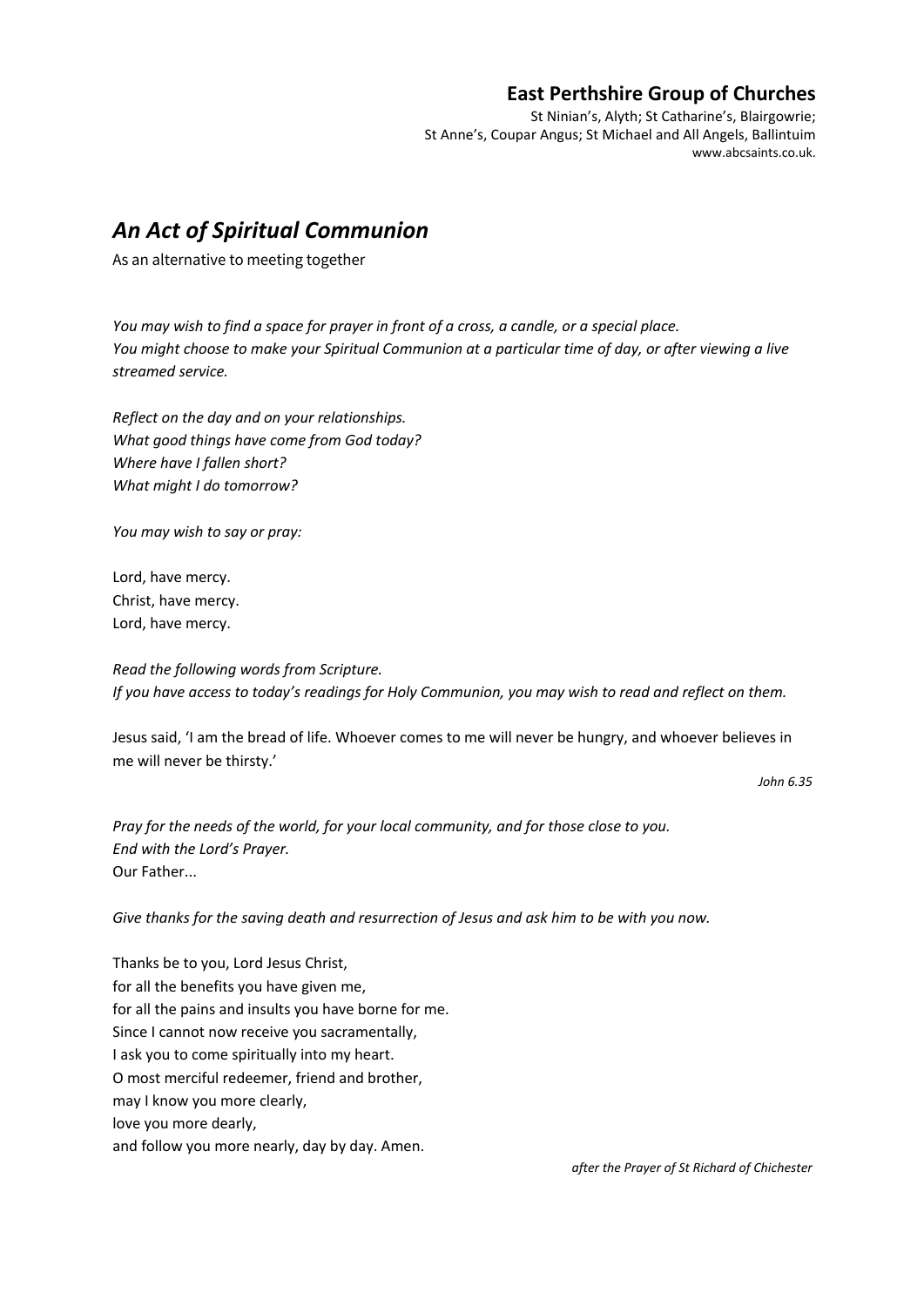**East Perthshire Group of Churches**

St Ninian's, Alyth; St Catharine's, Blairgowrie;
St Anne's, Coupar Angus; St Michael and All Angels, Ballintuim
www.abcsaints.co.uk.

# *An Act of Spiritual Communion*

As an alternative to meeting together

*You may wish to find a space for prayer in front of a cross, a candle, or a special place.*
*You might choose to make your Spiritual Communion at a particular time of day, or after viewing a live streamed service.*

*Reflect on the day and on your relationships.*
*What good things have come from God today?*
*Where have I fallen short?*
*What might I do tomorrow?*

*You may wish to say or pray:*

Lord, have mercy.
Christ, have mercy.
Lord, have mercy.

*Read the following words from Scripture.*
*If you have access to today's readings for Holy Communion, you may wish to read and reflect on them.*

Jesus said, 'I am the bread of life. Whoever comes to me will never be hungry, and whoever believes in me will never be thirsty.'

*John 6.35*

*Pray for the needs of the world, for your local community, and for those close to you.*
*End with the Lord's Prayer.*
Our Father...

*Give thanks for the saving death and resurrection of Jesus and ask him to be with you now.*

Thanks be to you, Lord Jesus Christ,
for all the benefits you have given me,
for all the pains and insults you have borne for me.
Since I cannot now receive you sacramentally,
I ask you to come spiritually into my heart.
O most merciful redeemer, friend and brother,
may I know you more clearly,
love you more dearly,
and follow you more nearly, day by day. Amen.

*after the Prayer of St Richard of Chichester*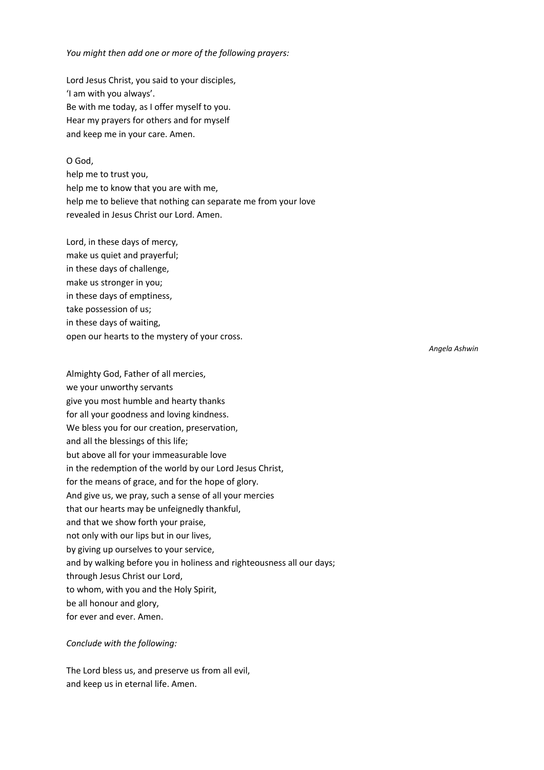*You might then add one or more of the following prayers:*

Lord Jesus Christ, you said to your disciples,
'I am with you always'.
Be with me today, as I offer myself to you.
Hear my prayers for others and for myself
and keep me in your care. Amen.

O God,
help me to trust you,
help me to know that you are with me,
help me to believe that nothing can separate me from your love
revealed in Jesus Christ our Lord. Amen.

Lord, in these days of mercy,
make us quiet and prayerful;
in these days of challenge,
make us stronger in you;
in these days of emptiness,
take possession of us;
in these days of waiting,
open our hearts to the mystery of your cross.

*Angela Ashwin*

Almighty God, Father of all mercies,
we your unworthy servants
give you most humble and hearty thanks
for all your goodness and loving kindness.
We bless you for our creation, preservation,
and all the blessings of this life;
but above all for your immeasurable love
in the redemption of the world by our Lord Jesus Christ,
for the means of grace, and for the hope of glory.
And give us, we pray, such a sense of all your mercies
that our hearts may be unfeignedly thankful,
and that we show forth your praise,
not only with our lips but in our lives,
by giving up ourselves to your service,
and by walking before you in holiness and righteousness all our days;
through Jesus Christ our Lord,
to whom, with you and the Holy Spirit,
be all honour and glory,
for ever and ever. Amen.

*Conclude with the following:*

The Lord bless us, and preserve us from all evil,
and keep us in eternal life. Amen.